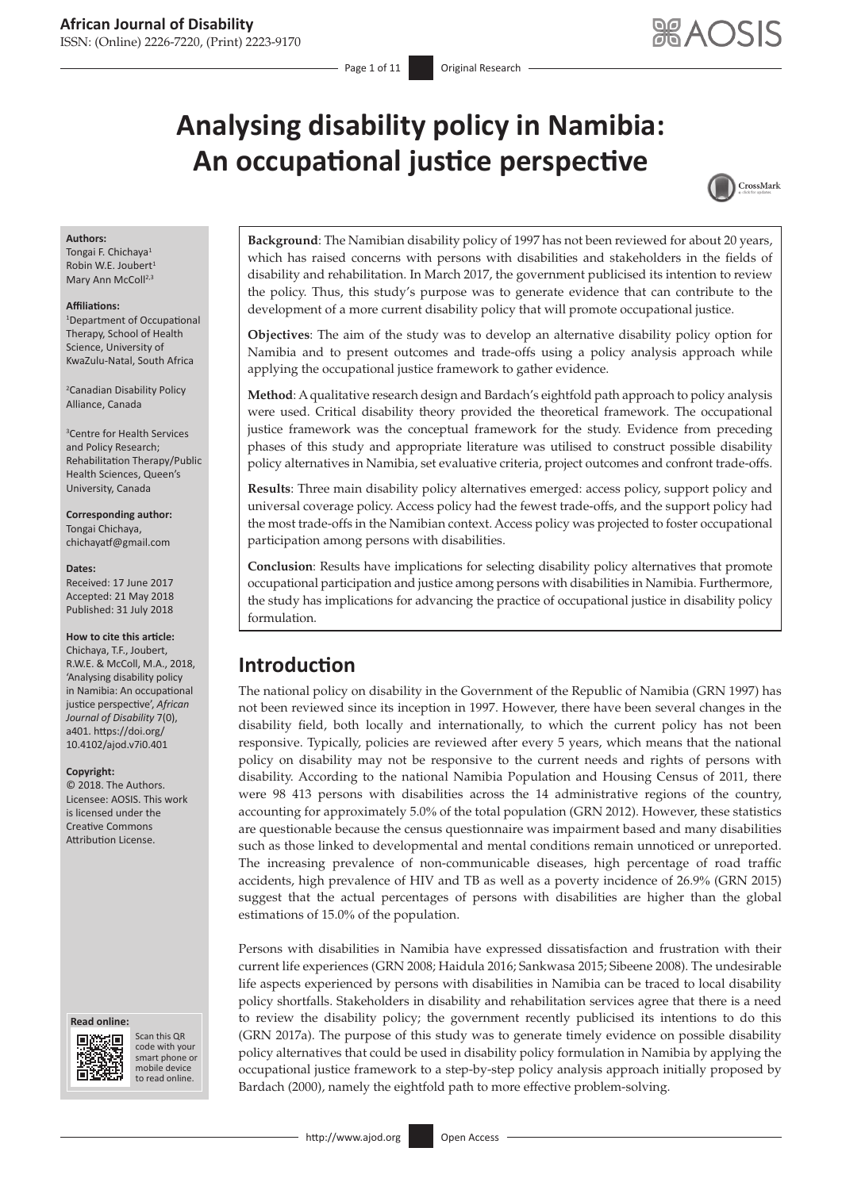# Analysing disability policy in Namibia: An occupational justice perspective

**Authors:**
Tongai F. Chichaya[1]
Robin W.E. Joubert[1]
Mary Ann McColl[2,3]

**Affiliations:**
[1]Department of Occupational Therapy, School of Health Science, University of KwaZulu-Natal, South Africa

[2]Canadian Disability Policy Alliance, Canada

[3]Centre for Health Services and Policy Research; Rehabilitation Therapy/Public Health Sciences, Queen's University, Canada

**Corresponding author:**
Tongai Chichaya,
chichayatf@gmail.com

**Dates:**
Received: 17 June 2017
Accepted: 21 May 2018
Published: 31 July 2018

**How to cite this article:**
Chichaya, T.F., Joubert, R.W.E. & McColl, M.A., 2018, 'Analysing disability policy in Namibia: An occupational justice perspective', *African Journal of Disability* 7(0), a401. https://doi.org/10.4102/ajod.v7i0.401

**Copyright:**
© 2018. The Authors. Licensee: AOSIS. This work is licensed under the Creative Commons Attribution License.

**Background**: The Namibian disability policy of 1997 has not been reviewed for about 20 years, which has raised concerns with persons with disabilities and stakeholders in the fields of disability and rehabilitation. In March 2017, the government publicised its intention to review the policy. Thus, this study's purpose was to generate evidence that can contribute to the development of a more current disability policy that will promote occupational justice.

**Objectives**: The aim of the study was to develop an alternative disability policy option for Namibia and to present outcomes and trade-offs using a policy analysis approach while applying the occupational justice framework to gather evidence.

**Method**: A qualitative research design and Bardach's eightfold path approach to policy analysis were used. Critical disability theory provided the theoretical framework. The occupational justice framework was the conceptual framework for the study. Evidence from preceding phases of this study and appropriate literature was utilised to construct possible disability policy alternatives in Namibia, set evaluative criteria, project outcomes and confront trade-offs.

**Results**: Three main disability policy alternatives emerged: access policy, support policy and universal coverage policy. Access policy had the fewest trade-offs, and the support policy had the most trade-offs in the Namibian context. Access policy was projected to foster occupational participation among persons with disabilities.

**Conclusion**: Results have implications for selecting disability policy alternatives that promote occupational participation and justice among persons with disabilities in Namibia. Furthermore, the study has implications for advancing the practice of occupational justice in disability policy formulation.

## Introduction

The national policy on disability in the Government of the Republic of Namibia (GRN 1997) has not been reviewed since its inception in 1997. However, there have been several changes in the disability field, both locally and internationally, to which the current policy has not been responsive. Typically, policies are reviewed after every 5 years, which means that the national policy on disability may not be responsive to the current needs and rights of persons with disability. According to the national Namibia Population and Housing Census of 2011, there were 98 413 persons with disabilities across the 14 administrative regions of the country, accounting for approximately 5.0% of the total population (GRN 2012). However, these statistics are questionable because the census questionnaire was impairment based and many disabilities such as those linked to developmental and mental conditions remain unnoticed or unreported. The increasing prevalence of non-communicable diseases, high percentage of road traffic accidents, high prevalence of HIV and TB as well as a poverty incidence of 26.9% (GRN 2015) suggest that the actual percentages of persons with disabilities are higher than the global estimations of 15.0% of the population.

Persons with disabilities in Namibia have expressed dissatisfaction and frustration with their current life experiences (GRN 2008; Haidula 2016; Sankwasa 2015; Sibeene 2008). The undesirable life aspects experienced by persons with disabilities in Namibia can be traced to local disability policy shortfalls. Stakeholders in disability and rehabilitation services agree that there is a need to review the disability policy; the government recently publicised its intentions to do this (GRN 2017a). The purpose of this study was to generate timely evidence on possible disability policy alternatives that could be used in disability policy formulation in Namibia by applying the occupational justice framework to a step-by-step policy analysis approach initially proposed by Bardach (2000), namely the eightfold path to more effective problem-solving.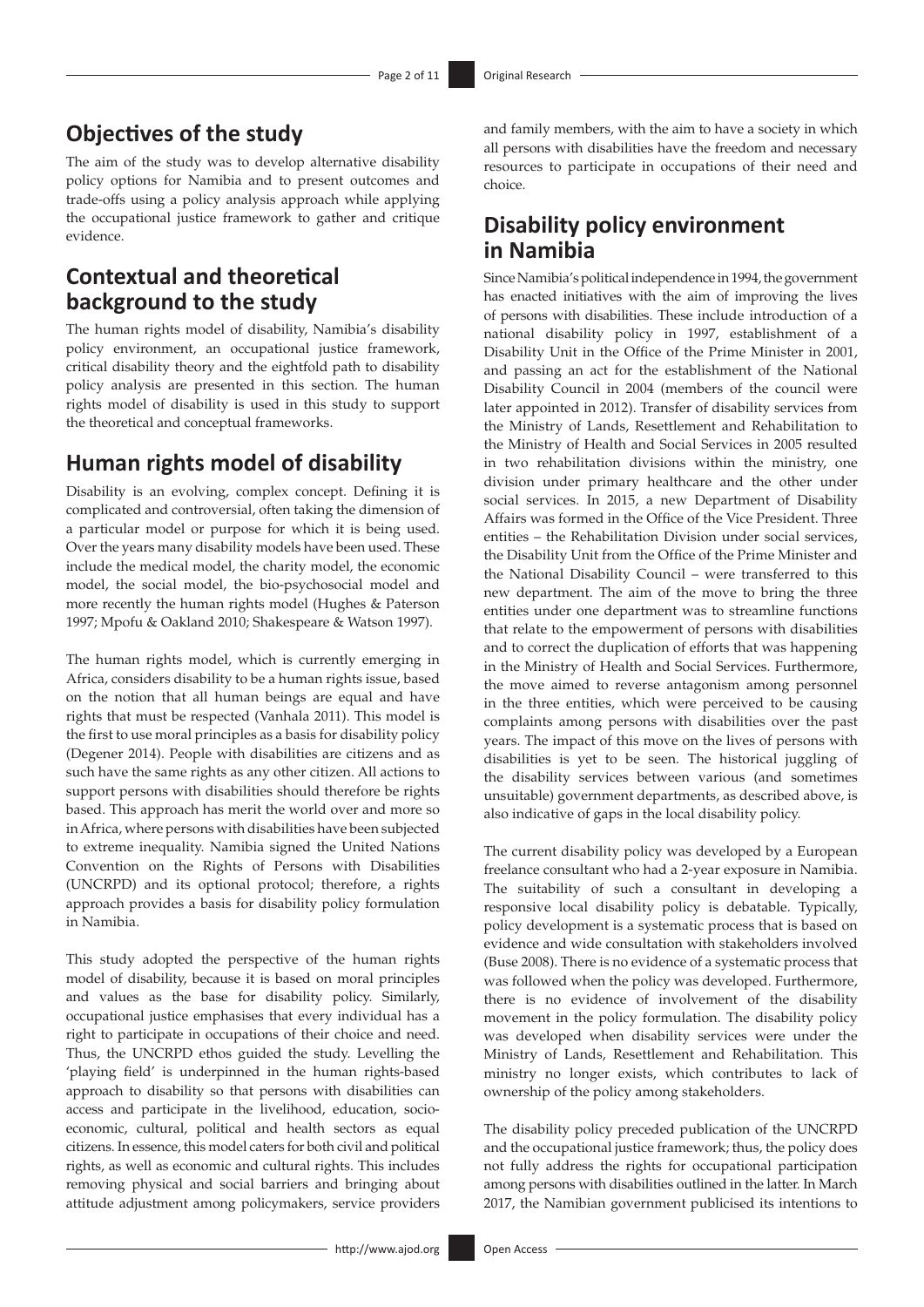## Objectives of the study

The aim of the study was to develop alternative disability policy options for Namibia and to present outcomes and trade-offs using a policy analysis approach while applying the occupational justice framework to gather and critique evidence.

## Contextual and theoretical background to the study

The human rights model of disability, Namibia's disability policy environment, an occupational justice framework, critical disability theory and the eightfold path to disability policy analysis are presented in this section. The human rights model of disability is used in this study to support the theoretical and conceptual frameworks.

## Human rights model of disability

Disability is an evolving, complex concept. Defining it is complicated and controversial, often taking the dimension of a particular model or purpose for which it is being used. Over the years many disability models have been used. These include the medical model, the charity model, the economic model, the social model, the bio-psychosocial model and more recently the human rights model (Hughes & Paterson 1997; Mpofu & Oakland 2010; Shakespeare & Watson 1997).

The human rights model, which is currently emerging in Africa, considers disability to be a human rights issue, based on the notion that all human beings are equal and have rights that must be respected (Vanhala 2011). This model is the first to use moral principles as a basis for disability policy (Degener 2014). People with disabilities are citizens and as such have the same rights as any other citizen. All actions to support persons with disabilities should therefore be rights based. This approach has merit the world over and more so in Africa, where persons with disabilities have been subjected to extreme inequality. Namibia signed the United Nations Convention on the Rights of Persons with Disabilities (UNCRPD) and its optional protocol; therefore, a rights approach provides a basis for disability policy formulation in Namibia.

This study adopted the perspective of the human rights model of disability, because it is based on moral principles and values as the base for disability policy. Similarly, occupational justice emphasises that every individual has a right to participate in occupations of their choice and need. Thus, the UNCRPD ethos guided the study. Levelling the 'playing field' is underpinned in the human rights-based approach to disability so that persons with disabilities can access and participate in the livelihood, education, socio-economic, cultural, political and health sectors as equal citizens. In essence, this model caters for both civil and political rights, as well as economic and cultural rights. This includes removing physical and social barriers and bringing about attitude adjustment among policymakers, service providers and family members, with the aim to have a society in which all persons with disabilities have the freedom and necessary resources to participate in occupations of their need and choice.

## Disability policy environment in Namibia

Since Namibia's political independence in 1994, the government has enacted initiatives with the aim of improving the lives of persons with disabilities. These include introduction of a national disability policy in 1997, establishment of a Disability Unit in the Office of the Prime Minister in 2001, and passing an act for the establishment of the National Disability Council in 2004 (members of the council were later appointed in 2012). Transfer of disability services from the Ministry of Lands, Resettlement and Rehabilitation to the Ministry of Health and Social Services in 2005 resulted in two rehabilitation divisions within the ministry, one division under primary healthcare and the other under social services. In 2015, a new Department of Disability Affairs was formed in the Office of the Vice President. Three entities – the Rehabilitation Division under social services, the Disability Unit from the Office of the Prime Minister and the National Disability Council – were transferred to this new department. The aim of the move to bring the three entities under one department was to streamline functions that relate to the empowerment of persons with disabilities and to correct the duplication of efforts that was happening in the Ministry of Health and Social Services. Furthermore, the move aimed to reverse antagonism among personnel in the three entities, which were perceived to be causing complaints among persons with disabilities over the past years. The impact of this move on the lives of persons with disabilities is yet to be seen. The historical juggling of the disability services between various (and sometimes unsuitable) government departments, as described above, is also indicative of gaps in the local disability policy.

The current disability policy was developed by a European freelance consultant who had a 2-year exposure in Namibia. The suitability of such a consultant in developing a responsive local disability policy is debatable. Typically, policy development is a systematic process that is based on evidence and wide consultation with stakeholders involved (Buse 2008). There is no evidence of a systematic process that was followed when the policy was developed. Furthermore, there is no evidence of involvement of the disability movement in the policy formulation. The disability policy was developed when disability services were under the Ministry of Lands, Resettlement and Rehabilitation. This ministry no longer exists, which contributes to lack of ownership of the policy among stakeholders.

The disability policy preceded publication of the UNCRPD and the occupational justice framework; thus, the policy does not fully address the rights for occupational participation among persons with disabilities outlined in the latter. In March 2017, the Namibian government publicised its intentions to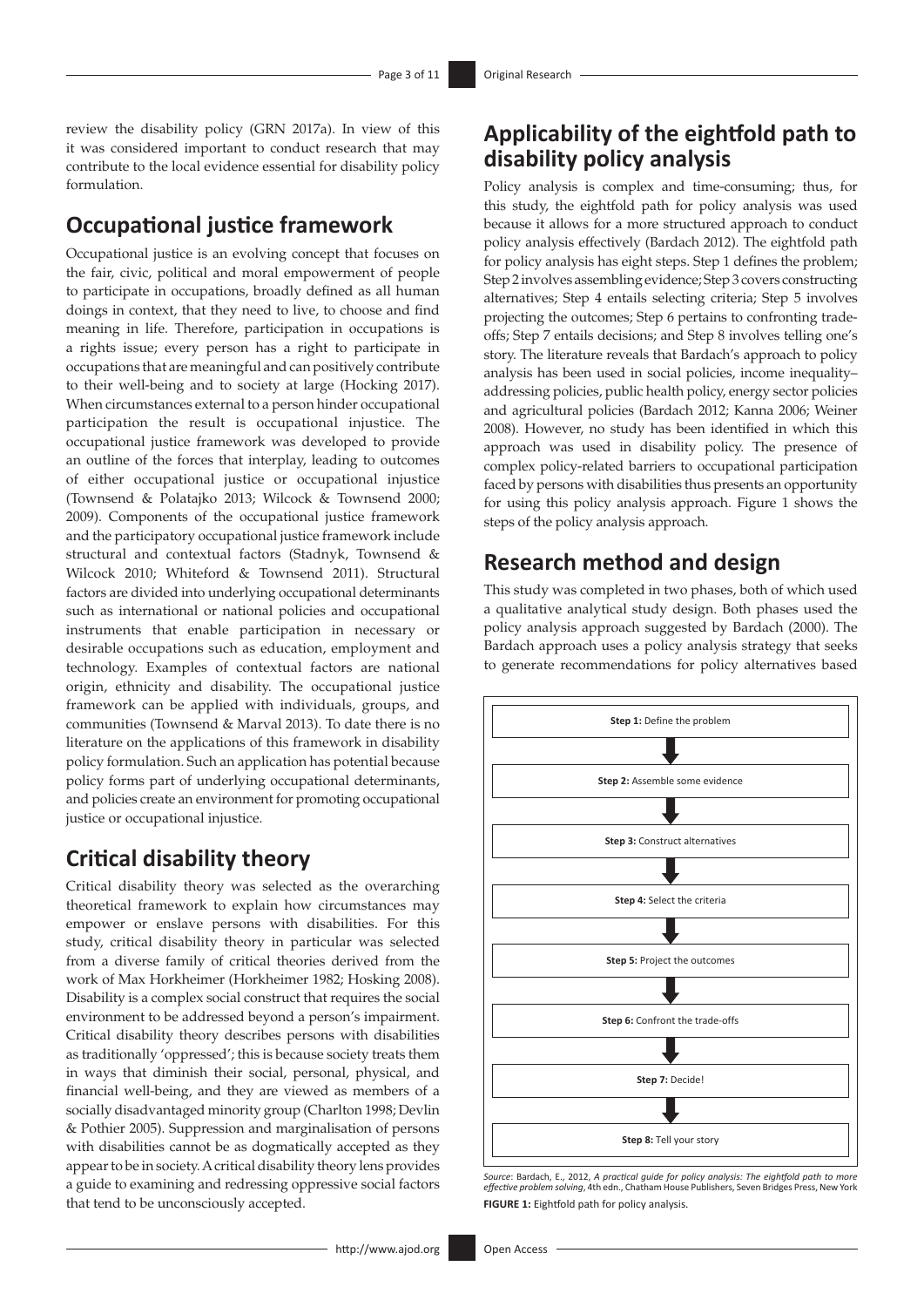review the disability policy (GRN 2017a). In view of this it was considered important to conduct research that may contribute to the local evidence essential for disability policy formulation.

## Occupational justice framework

Occupational justice is an evolving concept that focuses on the fair, civic, political and moral empowerment of people to participate in occupations, broadly defined as all human doings in context, that they need to live, to choose and find meaning in life. Therefore, participation in occupations is a rights issue; every person has a right to participate in occupations that are meaningful and can positively contribute to their well-being and to society at large (Hocking 2017). When circumstances external to a person hinder occupational participation the result is occupational injustice. The occupational justice framework was developed to provide an outline of the forces that interplay, leading to outcomes of either occupational justice or occupational injustice (Townsend & Polatajko 2013; Wilcock & Townsend 2000; 2009). Components of the occupational justice framework and the participatory occupational justice framework include structural and contextual factors (Stadnyk, Townsend & Wilcock 2010; Whiteford & Townsend 2011). Structural factors are divided into underlying occupational determinants such as international or national policies and occupational instruments that enable participation in necessary or desirable occupations such as education, employment and technology. Examples of contextual factors are national origin, ethnicity and disability. The occupational justice framework can be applied with individuals, groups, and communities (Townsend & Marval 2013). To date there is no literature on the applications of this framework in disability policy formulation. Such an application has potential because policy forms part of underlying occupational determinants, and policies create an environment for promoting occupational justice or occupational injustice.

## Critical disability theory

Critical disability theory was selected as the overarching theoretical framework to explain how circumstances may empower or enslave persons with disabilities. For this study, critical disability theory in particular was selected from a diverse family of critical theories derived from the work of Max Horkheimer (Horkheimer 1982; Hosking 2008). Disability is a complex social construct that requires the social environment to be addressed beyond a person's impairment. Critical disability theory describes persons with disabilities as traditionally 'oppressed'; this is because society treats them in ways that diminish their social, personal, physical, and financial well-being, and they are viewed as members of a socially disadvantaged minority group (Charlton 1998; Devlin & Pothier 2005). Suppression and marginalisation of persons with disabilities cannot be as dogmatically accepted as they appear to be in society. A critical disability theory lens provides a guide to examining and redressing oppressive social factors that tend to be unconsciously accepted.

## Applicability of the eightfold path to disability policy analysis

Policy analysis is complex and time-consuming; thus, for this study, the eightfold path for policy analysis was used because it allows for a more structured approach to conduct policy analysis effectively (Bardach 2012). The eightfold path for policy analysis has eight steps. Step 1 defines the problem; Step 2 involves assembling evidence; Step 3 covers constructing alternatives; Step 4 entails selecting criteria; Step 5 involves projecting the outcomes; Step 6 pertains to confronting trade-offs; Step 7 entails decisions; and Step 8 involves telling one's story. The literature reveals that Bardach's approach to policy analysis has been used in social policies, income inequality–addressing policies, public health policy, energy sector policies and agricultural policies (Bardach 2012; Kanna 2006; Weiner 2008). However, no study has been identified in which this approach was used in disability policy. The presence of complex policy-related barriers to occupational participation faced by persons with disabilities thus presents an opportunity for using this policy analysis approach. Figure 1 shows the steps of the policy analysis approach.

## Research method and design

This study was completed in two phases, both of which used a qualitative analytical study design. Both phases used the policy analysis approach suggested by Bardach (2000). The Bardach approach uses a policy analysis strategy that seeks to generate recommendations for policy alternatives based

**Step 1:** Define the problem

↓

**Step 2:** Assemble some evidence

↓

**Step 3:** Construct alternatives

↓

**Step 4:** Select the criteria

↓

**Step 5:** Project the outcomes

↓

**Step 6:** Confront the trade-offs

↓

**Step 7:** Decide!

↓

**Step 8:** Tell your story

*Source*: Bardach, E., 2012, *A practical guide for policy analysis: The eightfold path to more effective problem solving*, 4th edn., Chatham House Publishers, Seven Bridges Press, New York

**FIGURE 1:** Eightfold path for policy analysis.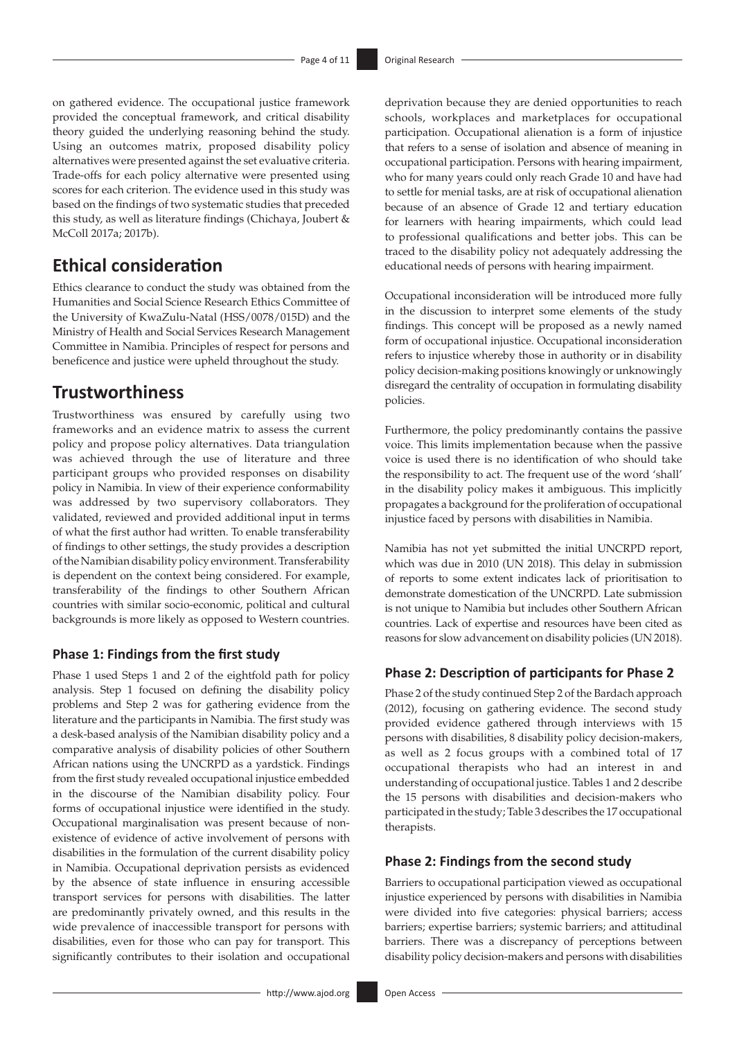on gathered evidence. The occupational justice framework provided the conceptual framework, and critical disability theory guided the underlying reasoning behind the study. Using an outcomes matrix, proposed disability policy alternatives were presented against the set evaluative criteria. Trade-offs for each policy alternative were presented using scores for each criterion. The evidence used in this study was based on the findings of two systematic studies that preceded this study, as well as literature findings (Chichaya, Joubert & McColl 2017a; 2017b).

## Ethical consideration

Ethics clearance to conduct the study was obtained from the Humanities and Social Science Research Ethics Committee of the University of KwaZulu-Natal (HSS/0078/015D) and the Ministry of Health and Social Services Research Management Committee in Namibia. Principles of respect for persons and beneficence and justice were upheld throughout the study.

## Trustworthiness

Trustworthiness was ensured by carefully using two frameworks and an evidence matrix to assess the current policy and propose policy alternatives. Data triangulation was achieved through the use of literature and three participant groups who provided responses on disability policy in Namibia. In view of their experience conformability was addressed by two supervisory collaborators. They validated, reviewed and provided additional input in terms of what the first author had written. To enable transferability of findings to other settings, the study provides a description of the Namibian disability policy environment. Transferability is dependent on the context being considered. For example, transferability of the findings to other Southern African countries with similar socio-economic, political and cultural backgrounds is more likely as opposed to Western countries.

### Phase 1: Findings from the first study

Phase 1 used Steps 1 and 2 of the eightfold path for policy analysis. Step 1 focused on defining the disability policy problems and Step 2 was for gathering evidence from the literature and the participants in Namibia. The first study was a desk-based analysis of the Namibian disability policy and a comparative analysis of disability policies of other Southern African nations using the UNCRPD as a yardstick. Findings from the first study revealed occupational injustice embedded in the discourse of the Namibian disability policy. Four forms of occupational injustice were identified in the study. Occupational marginalisation was present because of non-existence of evidence of active involvement of persons with disabilities in the formulation of the current disability policy in Namibia. Occupational deprivation persists as evidenced by the absence of state influence in ensuring accessible transport services for persons with disabilities. The latter are predominantly privately owned, and this results in the wide prevalence of inaccessible transport for persons with disabilities, even for those who can pay for transport. This significantly contributes to their isolation and occupational deprivation because they are denied opportunities to reach schools, workplaces and marketplaces for occupational participation. Occupational alienation is a form of injustice that refers to a sense of isolation and absence of meaning in occupational participation. Persons with hearing impairment, who for many years could only reach Grade 10 and have had to settle for menial tasks, are at risk of occupational alienation because of an absence of Grade 12 and tertiary education for learners with hearing impairments, which could lead to professional qualifications and better jobs. This can be traced to the disability policy not adequately addressing the educational needs of persons with hearing impairment.

Occupational inconsideration will be introduced more fully in the discussion to interpret some elements of the study findings. This concept will be proposed as a newly named form of occupational injustice. Occupational inconsideration refers to injustice whereby those in authority or in disability policy decision-making positions knowingly or unknowingly disregard the centrality of occupation in formulating disability policies.

Furthermore, the policy predominantly contains the passive voice. This limits implementation because when the passive voice is used there is no identification of who should take the responsibility to act. The frequent use of the word 'shall' in the disability policy makes it ambiguous. This implicitly propagates a background for the proliferation of occupational injustice faced by persons with disabilities in Namibia.

Namibia has not yet submitted the initial UNCRPD report, which was due in 2010 (UN 2018). This delay in submission of reports to some extent indicates lack of prioritisation to demonstrate domestication of the UNCRPD. Late submission is not unique to Namibia but includes other Southern African countries. Lack of expertise and resources have been cited as reasons for slow advancement on disability policies (UN 2018).

### Phase 2: Description of participants for Phase 2

Phase 2 of the study continued Step 2 of the Bardach approach (2012), focusing on gathering evidence. The second study provided evidence gathered through interviews with 15 persons with disabilities, 8 disability policy decision-makers, as well as 2 focus groups with a combined total of 17 occupational therapists who had an interest in and understanding of occupational justice. Tables 1 and 2 describe the 15 persons with disabilities and decision-makers who participated in the study; Table 3 describes the 17 occupational therapists.

### Phase 2: Findings from the second study

Barriers to occupational participation viewed as occupational injustice experienced by persons with disabilities in Namibia were divided into five categories: physical barriers; access barriers; expertise barriers; systemic barriers; and attitudinal barriers. There was a discrepancy of perceptions between disability policy decision-makers and persons with disabilities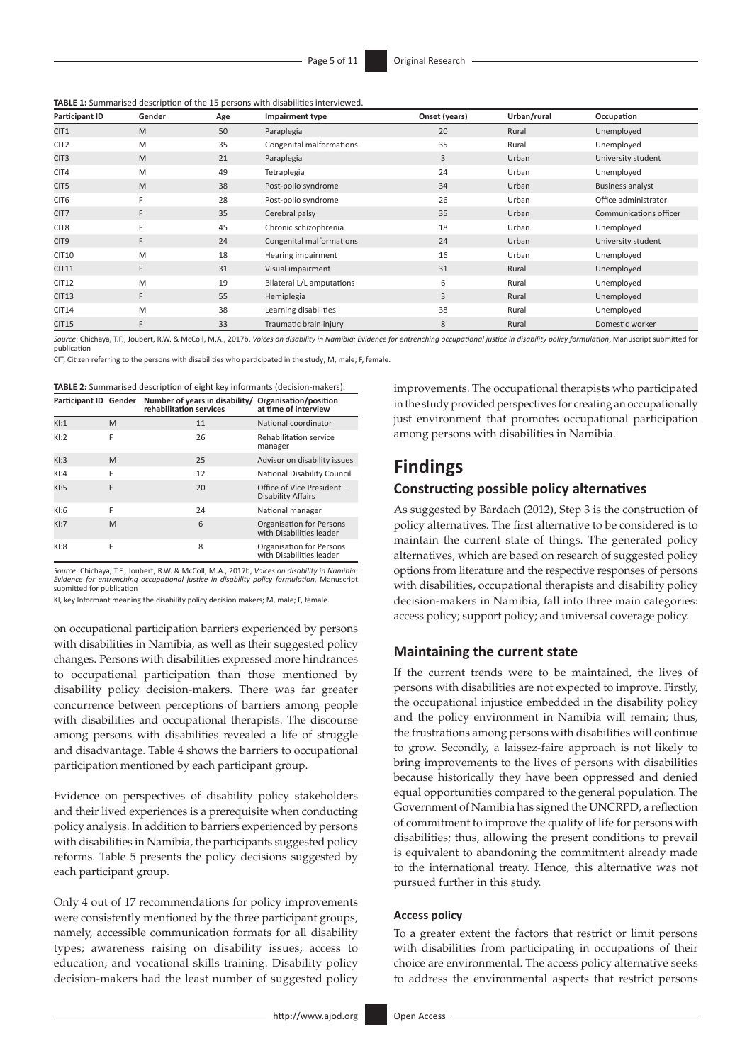**TABLE 1:** Summarised description of the 15 persons with disabilities interviewed.

| Participant ID | Gender | Age | Impairment type | Onset (years) | Urban/rural | Occupation |
|---|---|---|---|---|---|---|
| CIT1 | M | 50 | Paraplegia | 20 | Rural | Unemployed |
| CIT2 | M | 35 | Congenital malformations | 35 | Rural | Unemployed |
| CIT3 | M | 21 | Paraplegia | 3 | Urban | University student |
| CIT4 | M | 49 | Tetraplegia | 24 | Urban | Unemployed |
| CIT5 | M | 38 | Post-polio syndrome | 34 | Urban | Business analyst |
| CIT6 | F | 28 | Post-polio syndrome | 26 | Urban | Office administrator |
| CIT7 | F | 35 | Cerebral palsy | 35 | Urban | Communications officer |
| CIT8 | F | 45 | Chronic schizophrenia | 18 | Urban | Unemployed |
| CIT9 | F | 24 | Congenital malformations | 24 | Urban | University student |
| CIT10 | M | 18 | Hearing impairment | 16 | Urban | Unemployed |
| CIT11 | F | 31 | Visual impairment | 31 | Rural | Unemployed |
| CIT12 | M | 19 | Bilateral L/L amputations | 6 | Rural | Unemployed |
| CIT13 | F | 55 | Hemiplegia | 3 | Rural | Unemployed |
| CIT14 | M | 38 | Learning disabilities | 38 | Rural | Unemployed |
| CIT15 | F | 33 | Traumatic brain injury | 8 | Rural | Domestic worker |

*Source*: Chichaya, T.F., Joubert, R.W. & McColl, M.A., 2017b, *Voices on disability in Namibia: Evidence for entrenching occupational justice in disability policy formulation*, Manuscript submitted for publication

CIT, Citizen referring to the persons with disabilities who participated in the study; M, male; F, female.

**TABLE 2:** Summarised description of eight key informants (decision-makers).

| Participant ID | Gender | Number of years in disability/ rehabilitation services | Organisation/position at time of interview |
|---|---|---|---|
| KI:1 | M | 11 | National coordinator |
| KI:2 | F | 26 | Rehabilitation service manager |
| KI:3 | M | 25 | Advisor on disability issues |
| KI:4 | F | 12 | National Disability Council |
| KI:5 | F | 20 | Office of Vice President – Disability Affairs |
| KI:6 | F | 24 | National manager |
| KI:7 | M | 6 | Organisation for Persons with Disabilities leader |
| KI:8 | F | 8 | Organisation for Persons with Disabilities leader |

*Source*: Chichaya, T.F., Joubert, R.W. & McColl, M.A., 2017b, *Voices on disability in Namibia: Evidence for entrenching occupational justice in disability policy formulation*, Manuscript submitted for publication

KI, key Informant meaning the disability policy decision makers; M, male; F, female.

on occupational participation barriers experienced by persons with disabilities in Namibia, as well as their suggested policy changes. Persons with disabilities expressed more hindrances to occupational participation than those mentioned by disability policy decision-makers. There was far greater concurrence between perceptions of barriers among people with disabilities and occupational therapists. The discourse among persons with disabilities revealed a life of struggle and disadvantage. Table 4 shows the barriers to occupational participation mentioned by each participant group.

Evidence on perspectives of disability policy stakeholders and their lived experiences is a prerequisite when conducting policy analysis. In addition to barriers experienced by persons with disabilities in Namibia, the participants suggested policy reforms. Table 5 presents the policy decisions suggested by each participant group.

Only 4 out of 17 recommendations for policy improvements were consistently mentioned by the three participant groups, namely, accessible communication formats for all disability types; awareness raising on disability issues; access to education; and vocational skills training. Disability policy decision-makers had the least number of suggested policy improvements. The occupational therapists who participated in the study provided perspectives for creating an occupationally just environment that promotes occupational participation among persons with disabilities in Namibia.

# Findings

## Constructing possible policy alternatives

As suggested by Bardach (2012), Step 3 is the construction of policy alternatives. The first alternative to be considered is to maintain the current state of things. The generated policy alternatives, which are based on research of suggested policy options from literature and the respective responses of persons with disabilities, occupational therapists and disability policy decision-makers in Namibia, fall into three main categories: access policy; support policy; and universal coverage policy.

## Maintaining the current state

If the current trends were to be maintained, the lives of persons with disabilities are not expected to improve. Firstly, the occupational injustice embedded in the disability policy and the policy environment in Namibia will remain; thus, the frustrations among persons with disabilities will continue to grow. Secondly, a laissez-faire approach is not likely to bring improvements to the lives of persons with disabilities because historically they have been oppressed and denied equal opportunities compared to the general population. The Government of Namibia has signed the UNCRPD, a reflection of commitment to improve the quality of life for persons with disabilities; thus, allowing the present conditions to prevail is equivalent to abandoning the commitment already made to the international treaty. Hence, this alternative was not pursued further in this study.

### Access policy

To a greater extent the factors that restrict or limit persons with disabilities from participating in occupations of their choice are environmental. The access policy alternative seeks to address the environmental aspects that restrict persons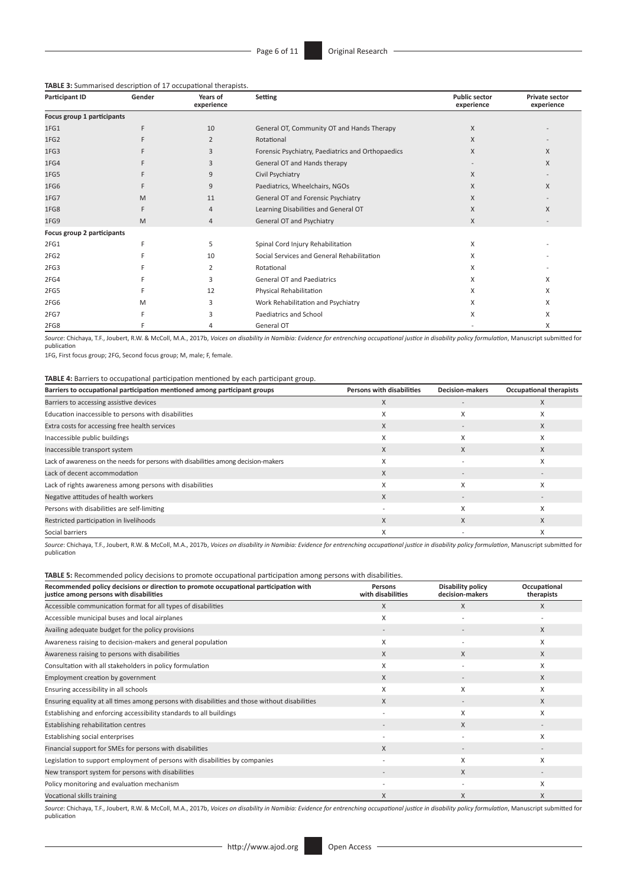**TABLE 3:** Summarised description of 17 occupational therapists.

| Participant ID | Gender | Years of experience | Setting | Public sector experience | Private sector experience |
|---|---|---|---|---|---|
| **Focus group 1 participants** | | | | | |
| 1FG1 | F | 10 | General OT, Community OT and Hands Therapy | X | - |
| 1FG2 | F | 2 | Rotational | X | - |
| 1FG3 | F | 3 | Forensic Psychiatry, Paediatrics and Orthopaedics | X | X |
| 1FG4 | F | 3 | General OT and Hands therapy | - | X |
| 1FG5 | F | 9 | Civil Psychiatry | X | - |
| 1FG6 | F | 9 | Paediatrics, Wheelchairs, NGOs | X | X |
| 1FG7 | M | 11 | General OT and Forensic Psychiatry | X | - |
| 1FG8 | F | 4 | Learning Disabilities and General OT | X | X |
| 1FG9 | M | 4 | General OT and Psychiatry | X | - |
| **Focus group 2 participants** | | | | | |
| 2FG1 | F | 5 | Spinal Cord Injury Rehabilitation | X | - |
| 2FG2 | F | 10 | Social Services and General Rehabilitation | X | - |
| 2FG3 | F | 2 | Rotational | X | - |
| 2FG4 | F | 3 | General OT and Paediatrics | X | X |
| 2FG5 | F | 12 | Physical Rehabilitation | X | X |
| 2FG6 | M | 3 | Work Rehabilitation and Psychiatry | X | X |
| 2FG7 | F | 3 | Paediatrics and School | X | X |
| 2FG8 | F | 4 | General OT | - | X |

*Source*: Chichaya, T.F., Joubert, R.W. & McColl, M.A., 2017b, *Voices on disability in Namibia: Evidence for entrenching occupational justice in disability policy formulation*, Manuscript submitted for publication

1FG, First focus group; 2FG, Second focus group; M, male; F, female.

**TABLE 4:** Barriers to occupational participation mentioned by each participant group.

| Barriers to occupational participation mentioned among participant groups | Persons with disabilities | Decision-makers | Occupational therapists |
|---|---|---|---|
| Barriers to accessing assistive devices | X | - | X |
| Education inaccessible to persons with disabilities | X | X | X |
| Extra costs for accessing free health services | X | - | X |
| Inaccessible public buildings | X | X | X |
| Inaccessible transport system | X | X | X |
| Lack of awareness on the needs for persons with disabilities among decision-makers | X | - | X |
| Lack of decent accommodation | X | - | - |
| Lack of rights awareness among persons with disabilities | X | X | X |
| Negative attitudes of health workers | X | - | - |
| Persons with disabilities are self-limiting | - | X | X |
| Restricted participation in livelihoods | X | X | X |
| Social barriers | X | - | X |

*Source*: Chichaya, T.F., Joubert, R.W. & McColl, M.A., 2017b, *Voices on disability in Namibia: Evidence for entrenching occupational justice in disability policy formulation*, Manuscript submitted for publication

**TABLE 5:** Recommended policy decisions to promote occupational participation among persons with disabilities.

| Recommended policy decisions or direction to promote occupational participation with justice among persons with disabilities | Persons with disabilities | Disability policy decision-makers | Occupational therapists |
|---|---|---|---|
| Accessible communication format for all types of disabilities | X | X | X |
| Accessible municipal buses and local airplanes | X | - | - |
| Availing adequate budget for the policy provisions | - | - | X |
| Awareness raising to decision-makers and general population | X | - | X |
| Awareness raising to persons with disabilities | X | X | X |
| Consultation with all stakeholders in policy formulation | X | - | X |
| Employment creation by government | X | - | X |
| Ensuring accessibility in all schools | X | X | X |
| Ensuring equality at all times among persons with disabilities and those without disabilities | X | - | X |
| Establishing and enforcing accessibility standards to all buildings | - | X | X |
| Establishing rehabilitation centres | - | X | - |
| Establishing social enterprises | - | - | X |
| Financial support for SMEs for persons with disabilities | X | - | - |
| Legislation to support employment of persons with disabilities by companies | - | X | X |
| New transport system for persons with disabilities | - | X | - |
| Policy monitoring and evaluation mechanism | - | - | X |
| Vocational skills training | X | X | X |

*Source*: Chichaya, T.F., Joubert, R.W. & McColl, M.A., 2017b, *Voices on disability in Namibia: Evidence for entrenching occupational justice in disability policy formulation*, Manuscript submitted for publication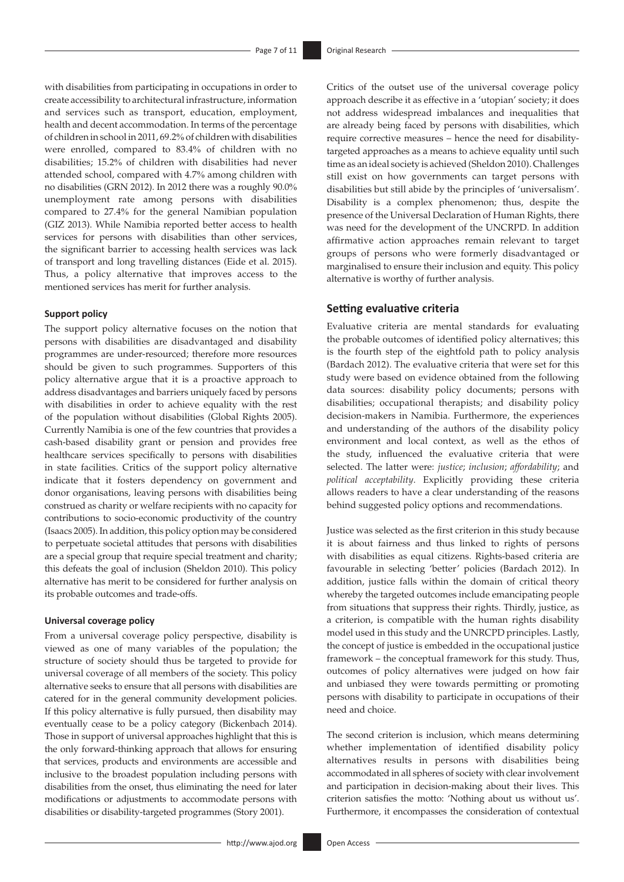with disabilities from participating in occupations in order to create accessibility to architectural infrastructure, information and services such as transport, education, employment, health and decent accommodation. In terms of the percentage of children in school in 2011, 69.2% of children with disabilities were enrolled, compared to 83.4% of children with no disabilities; 15.2% of children with disabilities had never attended school, compared with 4.7% among children with no disabilities (GRN 2012). In 2012 there was a roughly 90.0% unemployment rate among persons with disabilities compared to 27.4% for the general Namibian population (GIZ 2013). While Namibia reported better access to health services for persons with disabilities than other services, the significant barrier to accessing health services was lack of transport and long travelling distances (Eide et al. 2015). Thus, a policy alternative that improves access to the mentioned services has merit for further analysis.

#### Support policy

The support policy alternative focuses on the notion that persons with disabilities are disadvantaged and disability programmes are under-resourced; therefore more resources should be given to such programmes. Supporters of this policy alternative argue that it is a proactive approach to address disadvantages and barriers uniquely faced by persons with disabilities in order to achieve equality with the rest of the population without disabilities (Global Rights 2005). Currently Namibia is one of the few countries that provides a cash-based disability grant or pension and provides free healthcare services specifically to persons with disabilities in state facilities. Critics of the support policy alternative indicate that it fosters dependency on government and donor organisations, leaving persons with disabilities being construed as charity or welfare recipients with no capacity for contributions to socio-economic productivity of the country (Isaacs 2005). In addition, this policy option may be considered to perpetuate societal attitudes that persons with disabilities are a special group that require special treatment and charity; this defeats the goal of inclusion (Sheldon 2010). This policy alternative has merit to be considered for further analysis on its probable outcomes and trade-offs.

#### Universal coverage policy

From a universal coverage policy perspective, disability is viewed as one of many variables of the population; the structure of society should thus be targeted to provide for universal coverage of all members of the society. This policy alternative seeks to ensure that all persons with disabilities are catered for in the general community development policies. If this policy alternative is fully pursued, then disability may eventually cease to be a policy category (Bickenbach 2014). Those in support of universal approaches highlight that this is the only forward-thinking approach that allows for ensuring that services, products and environments are accessible and inclusive to the broadest population including persons with disabilities from the onset, thus eliminating the need for later modifications or adjustments to accommodate persons with disabilities or disability-targeted programmes (Story 2001).

Critics of the outset use of the universal coverage policy approach describe it as effective in a 'utopian' society; it does not address widespread imbalances and inequalities that are already being faced by persons with disabilities, which require corrective measures – hence the need for disability-targeted approaches as a means to achieve equality until such time as an ideal society is achieved (Sheldon 2010). Challenges still exist on how governments can target persons with disabilities but still abide by the principles of 'universalism'. Disability is a complex phenomenon; thus, despite the presence of the Universal Declaration of Human Rights, there was need for the development of the UNCRPD. In addition affirmative action approaches remain relevant to target groups of persons who were formerly disadvantaged or marginalised to ensure their inclusion and equity. This policy alternative is worthy of further analysis.

### Setting evaluative criteria

Evaluative criteria are mental standards for evaluating the probable outcomes of identified policy alternatives; this is the fourth step of the eightfold path to policy analysis (Bardach 2012). The evaluative criteria that were set for this study were based on evidence obtained from the following data sources: disability policy documents; persons with disabilities; occupational therapists; and disability policy decision-makers in Namibia. Furthermore, the experiences and understanding of the authors of the disability policy environment and local context, as well as the ethos of the study, influenced the evaluative criteria that were selected. The latter were: *justice*; *inclusion*; *affordability*; and *political acceptability*. Explicitly providing these criteria allows readers to have a clear understanding of the reasons behind suggested policy options and recommendations.

Justice was selected as the first criterion in this study because it is about fairness and thus linked to rights of persons with disabilities as equal citizens. Rights-based criteria are favourable in selecting 'better' policies (Bardach 2012). In addition, justice falls within the domain of critical theory whereby the targeted outcomes include emancipating people from situations that suppress their rights. Thirdly, justice, as a criterion, is compatible with the human rights disability model used in this study and the UNRCPD principles. Lastly, the concept of justice is embedded in the occupational justice framework – the conceptual framework for this study. Thus, outcomes of policy alternatives were judged on how fair and unbiased they were towards permitting or promoting persons with disability to participate in occupations of their need and choice.

The second criterion is inclusion, which means determining whether implementation of identified disability policy alternatives results in persons with disabilities being accommodated in all spheres of society with clear involvement and participation in decision-making about their lives. This criterion satisfies the motto: 'Nothing about us without us'. Furthermore, it encompasses the consideration of contextual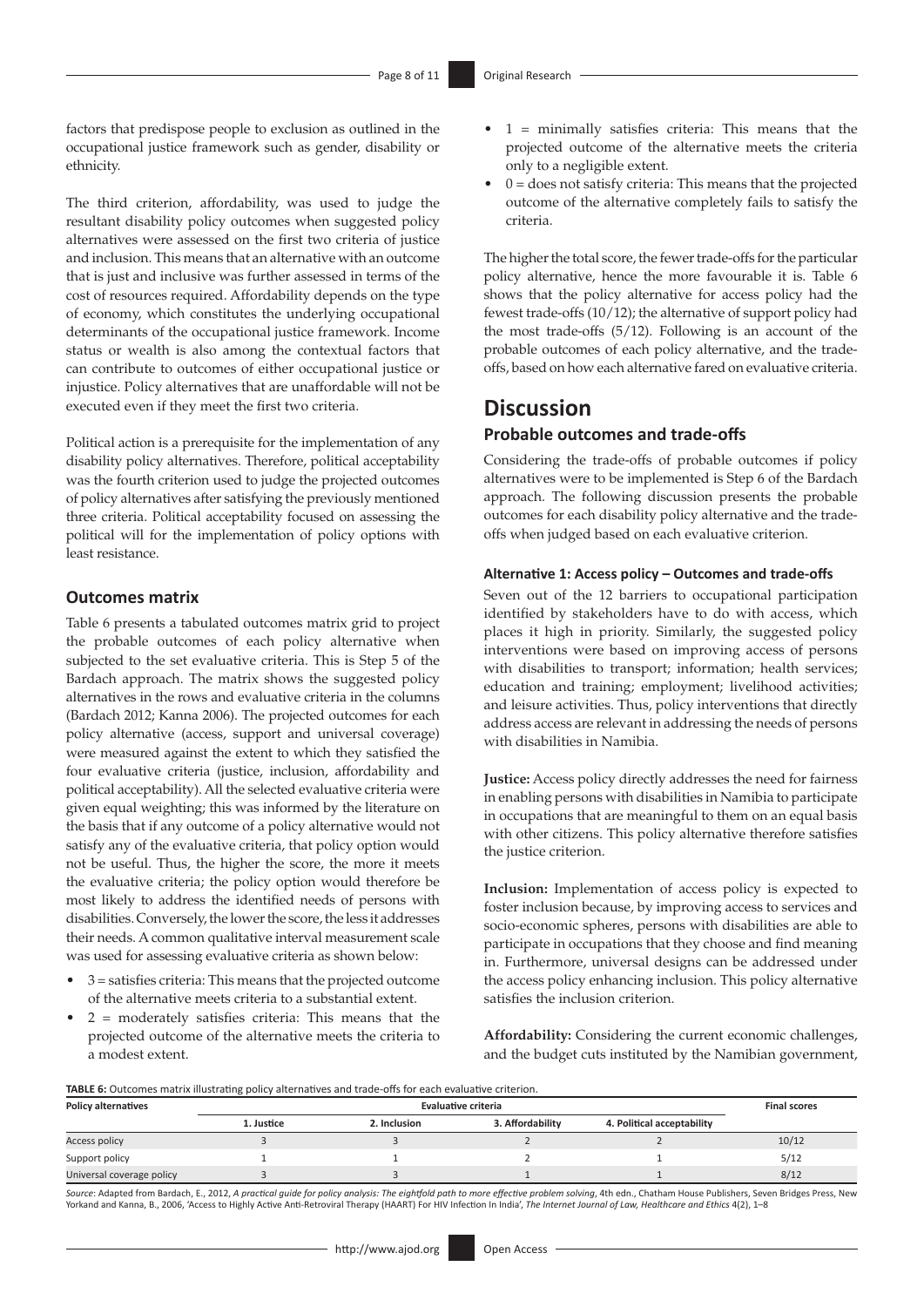factors that predispose people to exclusion as outlined in the occupational justice framework such as gender, disability or ethnicity.

The third criterion, affordability, was used to judge the resultant disability policy outcomes when suggested policy alternatives were assessed on the first two criteria of justice and inclusion. This means that an alternative with an outcome that is just and inclusive was further assessed in terms of the cost of resources required. Affordability depends on the type of economy, which constitutes the underlying occupational determinants of the occupational justice framework. Income status or wealth is also among the contextual factors that can contribute to outcomes of either occupational justice or injustice. Policy alternatives that are unaffordable will not be executed even if they meet the first two criteria.

Political action is a prerequisite for the implementation of any disability policy alternatives. Therefore, political acceptability was the fourth criterion used to judge the projected outcomes of policy alternatives after satisfying the previously mentioned three criteria. Political acceptability focused on assessing the political will for the implementation of policy options with least resistance.

### Outcomes matrix

Table 6 presents a tabulated outcomes matrix grid to project the probable outcomes of each policy alternative when subjected to the set evaluative criteria. This is Step 5 of the Bardach approach. The matrix shows the suggested policy alternatives in the rows and evaluative criteria in the columns (Bardach 2012; Kanna 2006). The projected outcomes for each policy alternative (access, support and universal coverage) were measured against the extent to which they satisfied the four evaluative criteria (justice, inclusion, affordability and political acceptability). All the selected evaluative criteria were given equal weighting; this was informed by the literature on the basis that if any outcome of a policy alternative would not satisfy any of the evaluative criteria, that policy option would not be useful. Thus, the higher the score, the more it meets the evaluative criteria; the policy option would therefore be most likely to address the identified needs of persons with disabilities. Conversely, the lower the score, the less it addresses their needs. A common qualitative interval measurement scale was used for assessing evaluative criteria as shown below:

- 3 = satisfies criteria: This means that the projected outcome of the alternative meets criteria to a substantial extent.
- 2 = moderately satisfies criteria: This means that the projected outcome of the alternative meets the criteria to a modest extent.
- 1 = minimally satisfies criteria: This means that the projected outcome of the alternative meets the criteria only to a negligible extent.
- 0 = does not satisfy criteria: This means that the projected outcome of the alternative completely fails to satisfy the criteria.

The higher the total score, the fewer trade-offs for the particular policy alternative, hence the more favourable it is. Table 6 shows that the policy alternative for access policy had the fewest trade-offs (10/12); the alternative of support policy had the most trade-offs (5/12). Following is an account of the probable outcomes of each policy alternative, and the trade-offs, based on how each alternative fared on evaluative criteria.

## Discussion

### Probable outcomes and trade-offs

Considering the trade-offs of probable outcomes if policy alternatives were to be implemented is Step 6 of the Bardach approach. The following discussion presents the probable outcomes for each disability policy alternative and the trade-offs when judged based on each evaluative criterion.

#### Alternative 1: Access policy – Outcomes and trade-offs

Seven out of the 12 barriers to occupational participation identified by stakeholders have to do with access, which places it high in priority. Similarly, the suggested policy interventions were based on improving access of persons with disabilities to transport; information; health services; education and training; employment; livelihood activities; and leisure activities. Thus, policy interventions that directly address access are relevant in addressing the needs of persons with disabilities in Namibia.

**Justice:** Access policy directly addresses the need for fairness in enabling persons with disabilities in Namibia to participate in occupations that are meaningful to them on an equal basis with other citizens. This policy alternative therefore satisfies the justice criterion.

**Inclusion:** Implementation of access policy is expected to foster inclusion because, by improving access to services and socio-economic spheres, persons with disabilities are able to participate in occupations that they choose and find meaning in. Furthermore, universal designs can be addressed under the access policy enhancing inclusion. This policy alternative satisfies the inclusion criterion.

**Affordability:** Considering the current economic challenges, and the budget cuts instituted by the Namibian government,

**TABLE 6:** Outcomes matrix illustrating policy alternatives and trade-offs for each evaluative criterion.

| Policy alternatives | Evaluative criteria | | | | Final scores |
|---|---|---|---|---|---|
| | 1. Justice | 2. Inclusion | 3. Affordability | 4. Political acceptability | |
| Access policy | 3 | 3 | 2 | 2 | 10/12 |
| Support policy | 1 | 1 | 2 | 1 | 5/12 |
| Universal coverage policy | 3 | 3 | 1 | 1 | 8/12 |

*Source*: Adapted from Bardach, E., 2012, *A practical guide for policy analysis: The eightfold path to more effective problem solving*, 4th edn., Chatham House Publishers, Seven Bridges Press, New Yorkand and Kanna, B., 2006, 'Access to Highly Active Anti-Retroviral Therapy (HAART) For HIV Infection In India', *The Internet Journal of Law, Healthcare and Ethics* 4(2), 1–8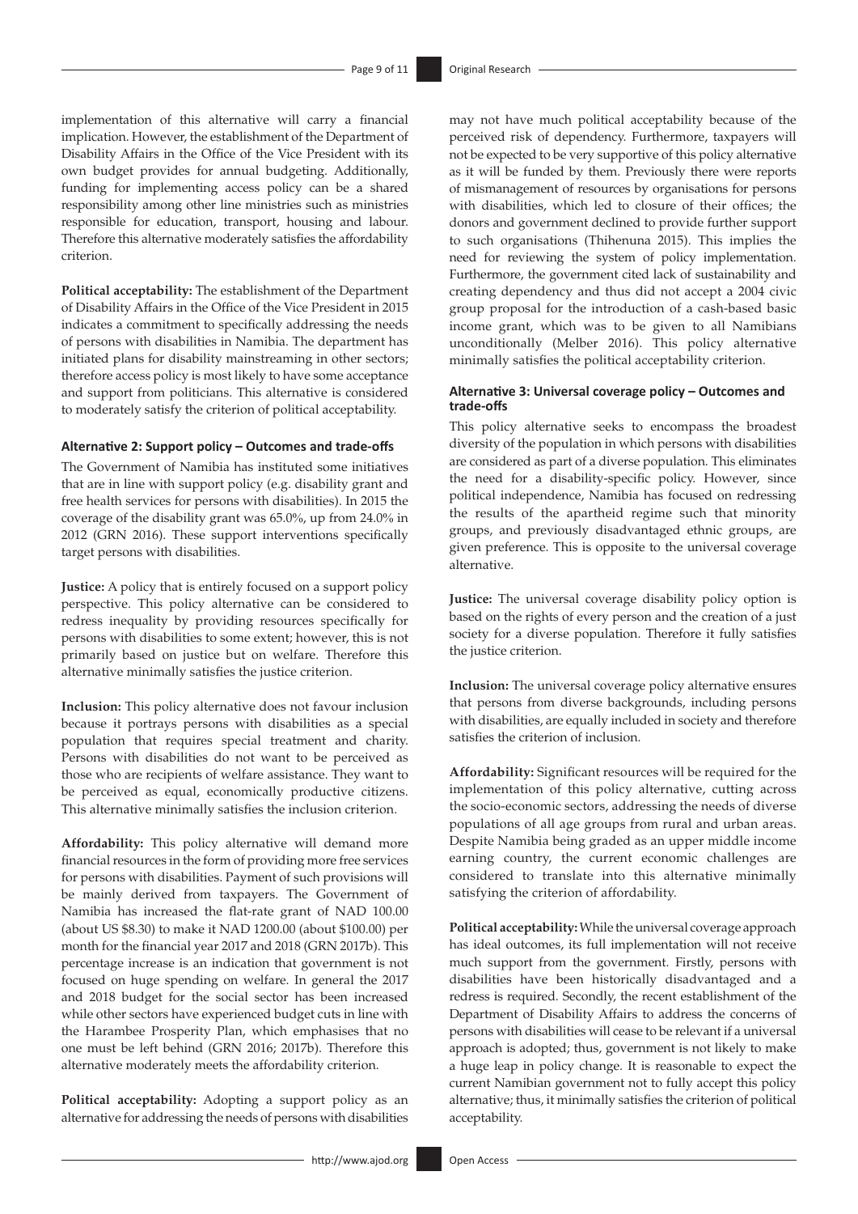implementation of this alternative will carry a financial implication. However, the establishment of the Department of Disability Affairs in the Office of the Vice President with its own budget provides for annual budgeting. Additionally, funding for implementing access policy can be a shared responsibility among other line ministries such as ministries responsible for education, transport, housing and labour. Therefore this alternative moderately satisfies the affordability criterion.

**Political acceptability:** The establishment of the Department of Disability Affairs in the Office of the Vice President in 2015 indicates a commitment to specifically addressing the needs of persons with disabilities in Namibia. The department has initiated plans for disability mainstreaming in other sectors; therefore access policy is most likely to have some acceptance and support from politicians. This alternative is considered to moderately satisfy the criterion of political acceptability.

#### Alternative 2: Support policy – Outcomes and trade-offs

The Government of Namibia has instituted some initiatives that are in line with support policy (e.g. disability grant and free health services for persons with disabilities). In 2015 the coverage of the disability grant was 65.0%, up from 24.0% in 2012 (GRN 2016). These support interventions specifically target persons with disabilities.

**Justice:** A policy that is entirely focused on a support policy perspective. This policy alternative can be considered to redress inequality by providing resources specifically for persons with disabilities to some extent; however, this is not primarily based on justice but on welfare. Therefore this alternative minimally satisfies the justice criterion.

**Inclusion:** This policy alternative does not favour inclusion because it portrays persons with disabilities as a special population that requires special treatment and charity. Persons with disabilities do not want to be perceived as those who are recipients of welfare assistance. They want to be perceived as equal, economically productive citizens. This alternative minimally satisfies the inclusion criterion.

**Affordability:** This policy alternative will demand more financial resources in the form of providing more free services for persons with disabilities. Payment of such provisions will be mainly derived from taxpayers. The Government of Namibia has increased the flat-rate grant of NAD 100.00 (about US $8.30) to make it NAD 1200.00 (about $100.00) per month for the financial year 2017 and 2018 (GRN 2017b). This percentage increase is an indication that government is not focused on huge spending on welfare. In general the 2017 and 2018 budget for the social sector has been increased while other sectors have experienced budget cuts in line with the Harambee Prosperity Plan, which emphasises that no one must be left behind (GRN 2016; 2017b). Therefore this alternative moderately meets the affordability criterion.

**Political acceptability:** Adopting a support policy as an alternative for addressing the needs of persons with disabilities may not have much political acceptability because of the perceived risk of dependency. Furthermore, taxpayers will not be expected to be very supportive of this policy alternative as it will be funded by them. Previously there were reports of mismanagement of resources by organisations for persons with disabilities, which led to closure of their offices; the donors and government declined to provide further support to such organisations (Thihenuna 2015). This implies the need for reviewing the system of policy implementation. Furthermore, the government cited lack of sustainability and creating dependency and thus did not accept a 2004 civic group proposal for the introduction of a cash-based basic income grant, which was to be given to all Namibians unconditionally (Melber 2016). This policy alternative minimally satisfies the political acceptability criterion.

#### Alternative 3: Universal coverage policy – Outcomes and trade-offs

This policy alternative seeks to encompass the broadest diversity of the population in which persons with disabilities are considered as part of a diverse population. This eliminates the need for a disability-specific policy. However, since political independence, Namibia has focused on redressing the results of the apartheid regime such that minority groups, and previously disadvantaged ethnic groups, are given preference. This is opposite to the universal coverage alternative.

**Justice:** The universal coverage disability policy option is based on the rights of every person and the creation of a just society for a diverse population. Therefore it fully satisfies the justice criterion.

**Inclusion:** The universal coverage policy alternative ensures that persons from diverse backgrounds, including persons with disabilities, are equally included in society and therefore satisfies the criterion of inclusion.

**Affordability:** Significant resources will be required for the implementation of this policy alternative, cutting across the socio-economic sectors, addressing the needs of diverse populations of all age groups from rural and urban areas. Despite Namibia being graded as an upper middle income earning country, the current economic challenges are considered to translate into this alternative minimally satisfying the criterion of affordability.

**Political acceptability:** While the universal coverage approach has ideal outcomes, its full implementation will not receive much support from the government. Firstly, persons with disabilities have been historically disadvantaged and a redress is required. Secondly, the recent establishment of the Department of Disability Affairs to address the concerns of persons with disabilities will cease to be relevant if a universal approach is adopted; thus, government is not likely to make a huge leap in policy change. It is reasonable to expect the current Namibian government not to fully accept this policy alternative; thus, it minimally satisfies the criterion of political acceptability.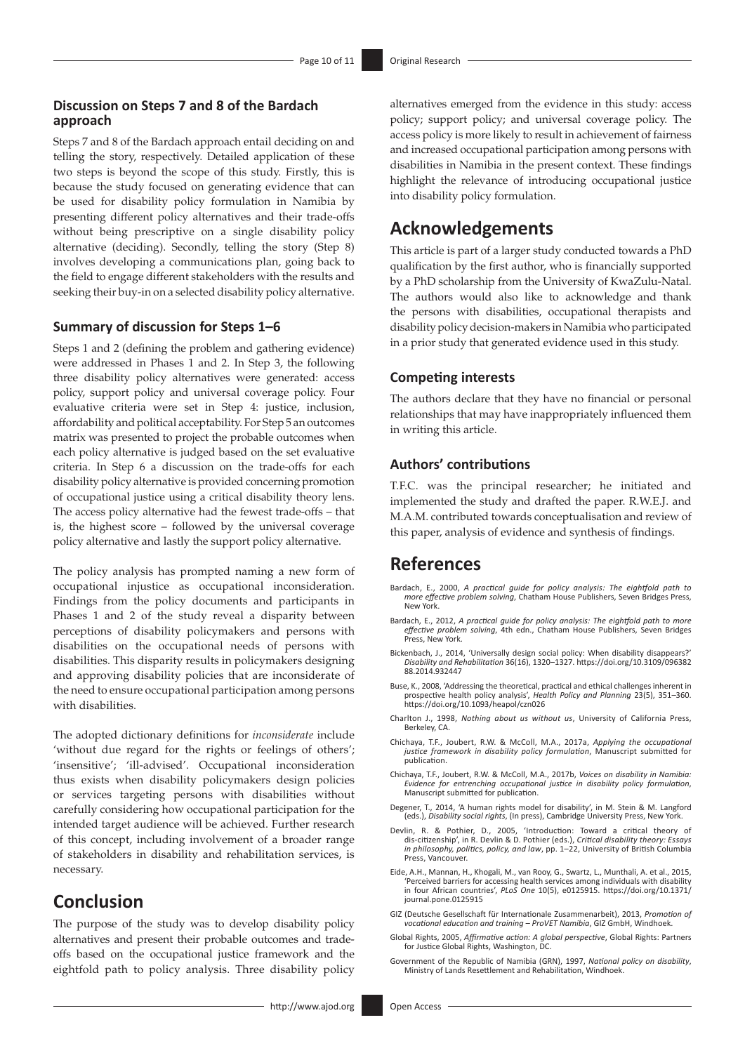### Discussion on Steps 7 and 8 of the Bardach approach

Steps 7 and 8 of the Bardach approach entail deciding on and telling the story, respectively. Detailed application of these two steps is beyond the scope of this study. Firstly, this is because the study focused on generating evidence that can be used for disability policy formulation in Namibia by presenting different policy alternatives and their trade-offs without being prescriptive on a single disability policy alternative (deciding). Secondly, telling the story (Step 8) involves developing a communications plan, going back to the field to engage different stakeholders with the results and seeking their buy-in on a selected disability policy alternative.

### Summary of discussion for Steps 1–6

Steps 1 and 2 (defining the problem and gathering evidence) were addressed in Phases 1 and 2. In Step 3, the following three disability policy alternatives were generated: access policy, support policy and universal coverage policy. Four evaluative criteria were set in Step 4: justice, inclusion, affordability and political acceptability. For Step 5 an outcomes matrix was presented to project the probable outcomes when each policy alternative is judged based on the set evaluative criteria. In Step 6 a discussion on the trade-offs for each disability policy alternative is provided concerning promotion of occupational justice using a critical disability theory lens. The access policy alternative had the fewest trade-offs – that is, the highest score – followed by the universal coverage policy alternative and lastly the support policy alternative.

The policy analysis has prompted naming a new form of occupational injustice as occupational inconsideration. Findings from the policy documents and participants in Phases 1 and 2 of the study reveal a disparity between perceptions of disability policymakers and persons with disabilities on the occupational needs of persons with disabilities. This disparity results in policymakers designing and approving disability policies that are inconsiderate of the need to ensure occupational participation among persons with disabilities.

The adopted dictionary definitions for *inconsiderate* include 'without due regard for the rights or feelings of others'; 'insensitive'; 'ill-advised'. Occupational inconsideration thus exists when disability policymakers design policies or services targeting persons with disabilities without carefully considering how occupational participation for the intended target audience will be achieved. Further research of this concept, including involvement of a broader range of stakeholders in disability and rehabilitation services, is necessary.

## Conclusion

The purpose of the study was to develop disability policy alternatives and present their probable outcomes and trade-offs based on the occupational justice framework and the eightfold path to policy analysis. Three disability policy alternatives emerged from the evidence in this study: access policy; support policy; and universal coverage policy. The access policy is more likely to result in achievement of fairness and increased occupational participation among persons with disabilities in Namibia in the present context. These findings highlight the relevance of introducing occupational justice into disability policy formulation.

## Acknowledgements

This article is part of a larger study conducted towards a PhD qualification by the first author, who is financially supported by a PhD scholarship from the University of KwaZulu-Natal. The authors would also like to acknowledge and thank the persons with disabilities, occupational therapists and disability policy decision-makers in Namibia who participated in a prior study that generated evidence used in this study.

### Competing interests

The authors declare that they have no financial or personal relationships that may have inappropriately influenced them in writing this article.

### Authors' contributions

T.F.C. was the principal researcher; he initiated and implemented the study and drafted the paper. R.W.E.J. and M.A.M. contributed towards conceptualisation and review of this paper, analysis of evidence and synthesis of findings.

## References

Bardach, E., 2000, *A practical guide for policy analysis: The eightfold path to more effective problem solving*, Chatham House Publishers, Seven Bridges Press, New York.

Bardach, E., 2012, *A practical guide for policy analysis: The eightfold path to more effective problem solving*, 4th edn., Chatham House Publishers, Seven Bridges Press, New York.

Bickenbach, J., 2014, 'Universally design social policy: When disability disappears?' *Disability and Rehabilitation* 36(16), 1320–1327. https://doi.org/10.3109/09638288.2014.932447

Buse, K., 2008, 'Addressing the theoretical, practical and ethical challenges inherent in prospective health policy analysis', *Health Policy and Planning* 23(5), 351–360. https://doi.org/10.1093/heapol/czn026

Charlton J., 1998, *Nothing about us without us*, University of California Press, Berkeley, CA.

Chichaya, T.F., Joubert, R.W. & McColl, M.A., 2017a, *Applying the occupational justice framework in disability policy formulation*, Manuscript submitted for publication.

Chichaya, T.F., Joubert, R.W. & McColl, M.A., 2017b, *Voices on disability in Namibia: Evidence for entrenching occupational justice in disability policy formulation*, Manuscript submitted for publication.

Degener, T., 2014, 'A human rights model for disability', in M. Stein & M. Langford (eds.), *Disability social rights*, (In press), Cambridge University Press, New York.

Devlin, R. & Pothier, D., 2005, 'Introduction: Toward a critical theory of dis-citizenship', in R. Devlin & D. Pothier (eds.), *Critical disability theory: Essays in philosophy, politics, policy, and law*, pp. 1–22, University of British Columbia Press, Vancouver.

Eide, A.H., Mannan, H., Khogali, M., van Rooy, G., Swartz, L., Munthali, A. et al., 2015, 'Perceived barriers for accessing health services among individuals with disability in four African countries', *PLoS One* 10(5), e0125915. https://doi.org/10.1371/journal.pone.0125915

GIZ (Deutsche Gesellschaft für Internationale Zusammenarbeit), 2013, *Promotion of vocational education and training – ProVET Namibia*, GIZ GmbH, Windhoek.

Global Rights, 2005, *Affirmative action: A global perspective*, Global Rights: Partners for Justice Global Rights, Washington, DC.

Government of the Republic of Namibia (GRN), 1997, *National policy on disability*, Ministry of Lands Resettlement and Rehabilitation, Windhoek.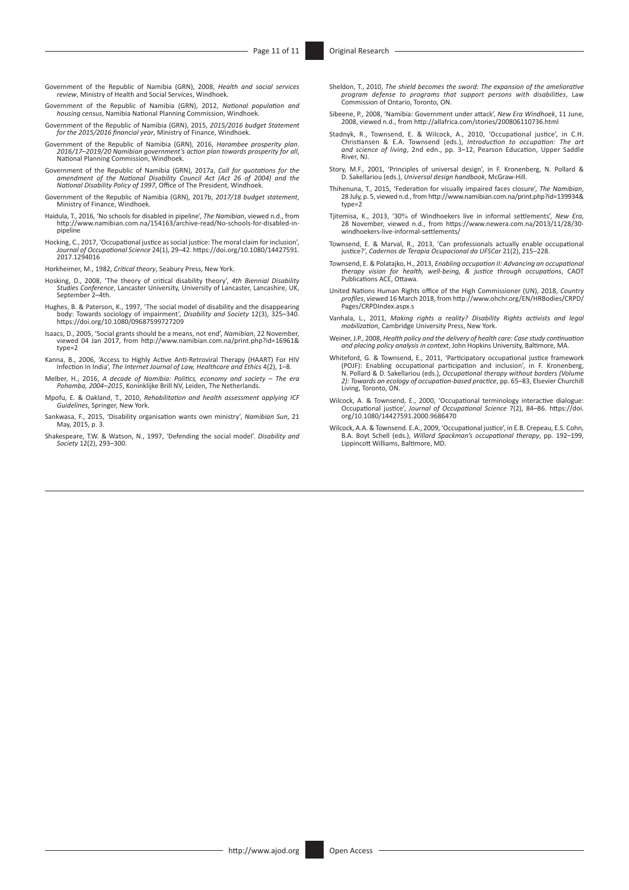Government of the Republic of Namibia (GRN), 2008, *Health and social services review*, Ministry of Health and Social Services, Windhoek.

Government of the Republic of Namibia (GRN), 2012, *National population and housing census*, Namibia National Planning Commission, Windhoek.

Government of the Republic of Namibia (GRN), 2015, *2015/2016 budget Statement for the 2015/2016 financial year*, Ministry of Finance, Windhoek.

Government of the Republic of Namibia (GRN), 2016, *Harambee prosperity plan. 2016/17–2019/20 Namibian government's action plan towards prosperity for all*, National Planning Commission, Windhoek.

Government of the Republic of Namibia (GRN), 2017a, *Call for quotations for the amendment of the National Disability Council Act (Act 26 of 2004) and the National Disability Policy of 1997*, Office of The President, Windhoek.

Government of the Republic of Namibia (GRN), 2017b, *2017/18 budget statement*, Ministry of Finance, Windhoek.

Haidula, T., 2016, 'No schools for disabled in pipeline', *The Namibian*, viewed n.d., from http://www.namibian.com.na/154163/archive-read/No-schools-for-disabled-in-pipeline

Hocking, C., 2017, 'Occupational justice as social justice: The moral claim for inclusion', *Journal of Occupational Science* 24(1), 29–42. https://doi.org/10.1080/14427591.2017.1294016

Horkheimer, M., 1982, *Critical theory*, Seabury Press, New York.

Hosking, D., 2008, 'The theory of critical disability theory', *4th Biennial Disability Studies Conference*, Lancaster University, University of Lancaster, Lancashire, UK, September 2–4th.

Hughes, B. & Paterson, K., 1997, 'The social model of disability and the disappearing body: Towards sociology of impairment', *Disability and Society* 12(3), 325–340. https://doi.org/10.1080/09687599727209

Isaacs, D., 2005, 'Social grants should be a means, not end', *Namibian*, 22 November, viewed 04 Jan 2017, from http://www.namibian.com.na/print.php?id=16961&type=2

Kanna, B., 2006, 'Access to Highly Active Anti-Retroviral Therapy (HAART) For HIV Infection In India', *The Internet Journal of Law, Healthcare and Ethics* 4(2), 1–8.

Melber, H., 2016, *A decade of Namibia: Politics, economy and society – The era Pohamba, 2004–2015*, Koninklijke Brill NV, Leiden, The Netherlands.

Mpofu, E. & Oakland, T., 2010, *Rehabilitation and health assessment applying ICF Guidelines*, Springer, New York.

Sankwasa, F., 2015, 'Disability organisation wants own ministry', *Namibian Sun*, 21 May, 2015, p. 3.

Shakespeare, T.W. & Watson, N., 1997, 'Defending the social model'. *Disability and Society* 12(2), 293–300.

Sheldon, T., 2010, *The shield becomes the sword: The expansion of the ameliorative program defense to programs that support persons with disabilities*, Law Commission of Ontario, Toronto, ON.

Sibeene, P., 2008, 'Namibia: Government under attack', *New Era Windhoek*, 11 June, 2008, viewed n.d., from http://allafrica.com/stories/200806110736.html

Stadnyk, R., Townsend, E. & Wilcock, A., 2010, 'Occupational justice', in C.H. Christiansen & E.A. Townsend (eds.), *Introduction to occupation: The art and science of living*, 2nd edn., pp. 3–12, Pearson Education, Upper Saddle River, NJ.

Story, M.F., 2001, 'Principles of universal design', in F. Kronenberg, N. Pollard & D. Sakellariou (eds.), *Universal design handbook*, McGraw-Hill.

Thihenuna, T., 2015, 'Federation for visually impaired faces closure', *The Namibian*, 28 July, p. 5, viewed n.d., from http://www.namibian.com.na/print.php?id=139934&type=2

Tjitemisa, K., 2013, '30% of Windhoekers live in informal settlements', *New Era*, 28 November, viewed n.d., from https://www.newera.com.na/2013/11/28/30-windhoekers-live-informal-settlements/

Townsend, E. & Marval, R., 2013, 'Can professionals actually enable occupational justice?', *Cadernos de Terapia Ocupacional da UFSCar* 21(2), 215–228.

Townsend, E. & Polatajko, H., 2013, *Enabling occupation II: Advancing an occupational therapy vision for health, well-being, & justice through occupations*, CAOT Publications ACE, Ottawa.

United Nations Human Rights office of the High Commissioner (UN), 2018, *Country profiles*, viewed 16 March 2018, from http://www.ohchr.org/EN/HRBodies/CRPD/Pages/CRPDIndex.aspx.s

Vanhala, L., 2011, *Making rights a reality? Disability Rights activists and legal mobilization*, Cambridge University Press, New York.

Weiner, J.P., 2008, *Health policy and the delivery of health care: Case study continuation and placing policy analysis in context*, John Hopkins University, Baltimore, MA.

Whiteford, G. & Townsend, E., 2011, 'Participatory occupational justice framework (POJF): Enabling occupational participation and inclusion', in F. Kronenberg, N. Pollard & D. Sakellariou (eds.), *Occupational therapy without borders (Volume 2): Towards an ecology of occupation-based practice*, pp. 65–83, Elsevier Churchill Living, Toronto, ON.

Wilcock, A. & Townsend, E., 2000, 'Occupational terminology interactive dialogue: Occupational justice', *Journal of Occupational Science* 7(2), 84–86. https://doi.org/10.1080/14427591.2000.9686470

Wilcock, A.A. & Townsend. E.A., 2009, 'Occupational justice', in E.B. Crepeau, E.S. Cohn, B.A. Boyt Schell (eds.), *Willard Spackman's occupational therapy*, pp. 192–199, Lippincott Williams, Baltimore, MD.